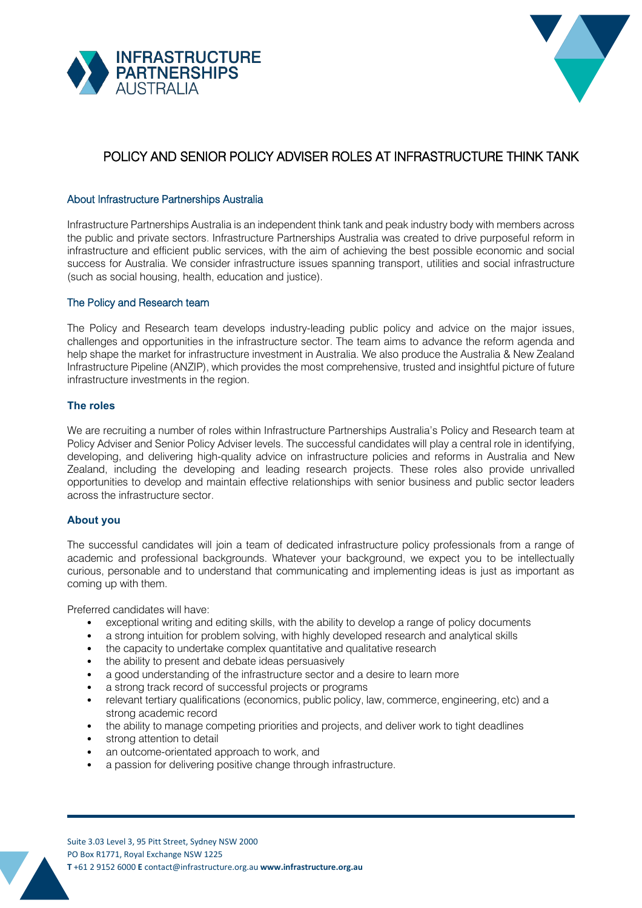# POLICY AND SENIOR POLICY ADVISER ROLES AT INFRASTRUCTURE THINK TANK

## About Infrastructure Partnerships Australia

Infrastructure Partnerships Australia is an independent think tank and peak industry body with members across the public and private sectors. Infrastructure Partnerships Australia was created to drive purposeful reform in infrastructure and efficient public services, with the aim of achieving the best possible economic and social success for Australia. We consider infrastructure issues spanning transport, utilities and social infrastructure (such as social housing, health, education and justice).

## The Policy and Research team

The Policy and Research team develops industry-leading public policy and advice on the major issues, challenges and opportunities in the infrastructure sector. The team aims to advance the reform agenda and help shape the market for infrastructure investment in Australia. We also produce the Australia & New Zealand Infrastructure Pipeline (ANZIP), which provides the most comprehensive, trusted and insightful picture of future infrastructure investments in the region.

## The roles

We are recruiting a number of roles within Infrastructure Partnerships Australia's Policy and Research team at Policy Adviser and Senior Policy Adviser levels. The successful candidates will play a central role in identifying, developing, and delivering high-quality advice on infrastructure policies and reforms in Australia and New Zealand, including the developing and leading research projects. These roles also provide unrivalled opportunities to develop and maintain effective relationships with senior business and public sector leaders across the infrastructure sector.

## About you

The successful candidates will join a team of dedicated infrastructure policy professionals from a range of academic and professional backgrounds. Whatever your background, we expect you to be intellectually curious, personable and to understand that communicating and implementing ideas is just as important as coming up with them.

Preferred candidates will have:

- exceptional writing and editing skills, with the ability to develop a range of policy documents
- a strong intuition for problem solving, with highly developed research and analytical skills
- the capacity to undertake complex quantitative and qualitative research
- the ability to present and debate ideas persuasively
- a good understanding of the infrastructure sector and a desire to learn more
- a strong track record of successful projects or programs
- relevant tertiary qualifications (economics, public policy, law, commerce, engineering, etc) and a strong academic record
- the ability to manage competing priorities and projects, and deliver work to tight deadlines
- strong attention to detail
- an outcome-orientated approach to work, and
- a passion for delivering positive change through infrastructure.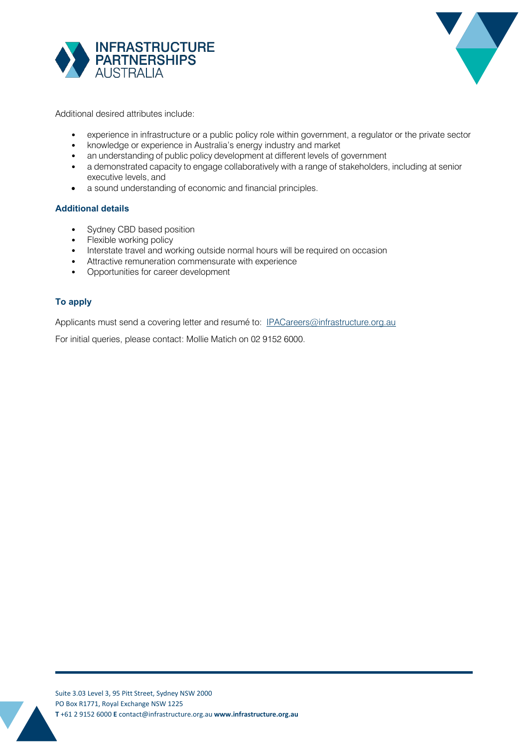Additional desired attributes include:

- experience in infrastructure or a public policy role within government, a regulator or the private sector
- knowledge or experience in Australia's energy industry and market
- an understanding of public policy development at different levels of government
- a demonstrated capacity to engage collaboratively with a range of stakeholders, including at senior executive levels, and
- a sound understanding of economic and financial principles.

### Additional details

- Sydney CBD based position
- Flexible working policy
- Interstate travel and working outside normal hours will be required on occasion
- Attractive remuneration commensurate with experience
- Opportunities for career development

### To apply

Applicants must send a covering letter and resumé to: IPACareers@infrastructure.org.au

For initial queries, please contact: Mollie Matich on 02 9152 6000.